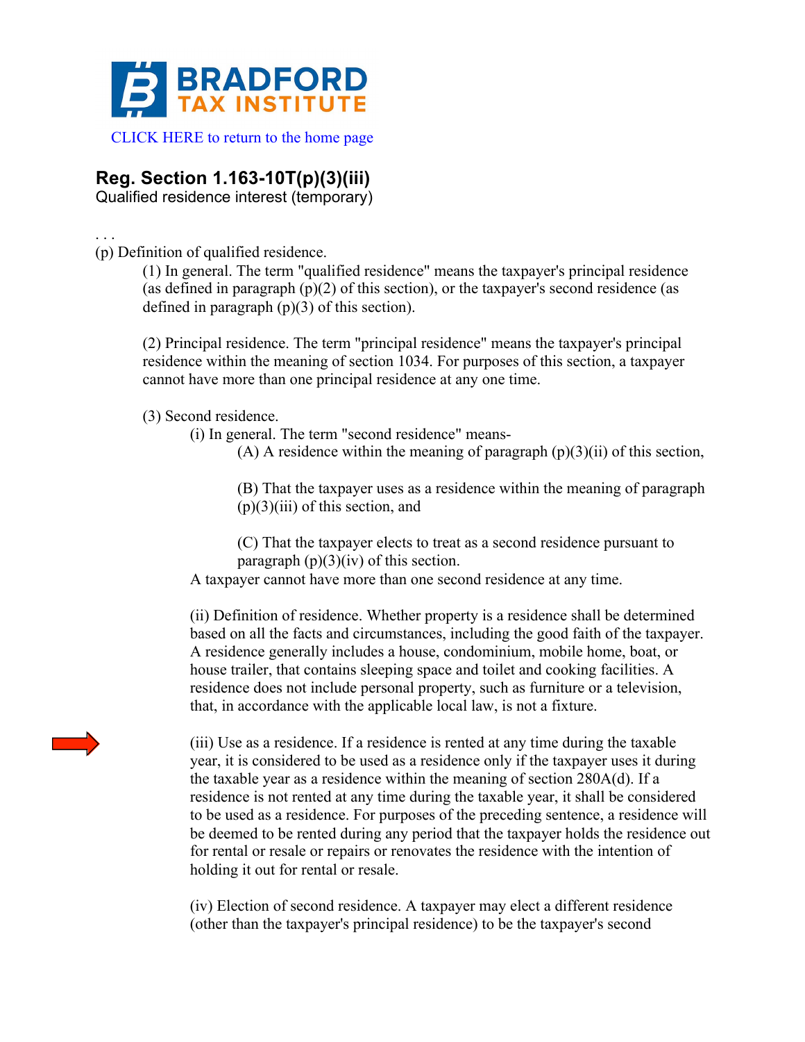BRADFORD TAX INSTITUTE

CLICK HERE to return to the home page

## Reg. Section 1.163-10T(p)(3)(iii)

Qualified residence interest (temporary)

. . .

(p) Definition of qualified residence.

(1) In general. The term "qualified residence" means the taxpayer's principal residence (as defined in paragraph (p)(2) of this section), or the taxpayer's second residence (as defined in paragraph (p)(3) of this section).

(2) Principal residence. The term "principal residence" means the taxpayer's principal residence within the meaning of section 1034. For purposes of this section, a taxpayer cannot have more than one principal residence at any one time.

(3) Second residence.

(i) In general. The term "second residence" means-

(A) A residence within the meaning of paragraph (p)(3)(ii) of this section,

(B) That the taxpayer uses as a residence within the meaning of paragraph (p)(3)(iii) of this section, and

(C) That the taxpayer elects to treat as a second residence pursuant to paragraph (p)(3)(iv) of this section.

A taxpayer cannot have more than one second residence at any time.

(ii) Definition of residence. Whether property is a residence shall be determined based on all the facts and circumstances, including the good faith of the taxpayer. A residence generally includes a house, condominium, mobile home, boat, or house trailer, that contains sleeping space and toilet and cooking facilities. A residence does not include personal property, such as furniture or a television, that, in accordance with the applicable local law, is not a fixture.

(iii) Use as a residence. If a residence is rented at any time during the taxable year, it is considered to be used as a residence only if the taxpayer uses it during the taxable year as a residence within the meaning of section 280A(d). If a residence is not rented at any time during the taxable year, it shall be considered to be used as a residence. For purposes of the preceding sentence, a residence will be deemed to be rented during any period that the taxpayer holds the residence out for rental or resale or repairs or renovates the residence with the intention of holding it out for rental or resale.

(iv) Election of second residence. A taxpayer may elect a different residence (other than the taxpayer's principal residence) to be the taxpayer's second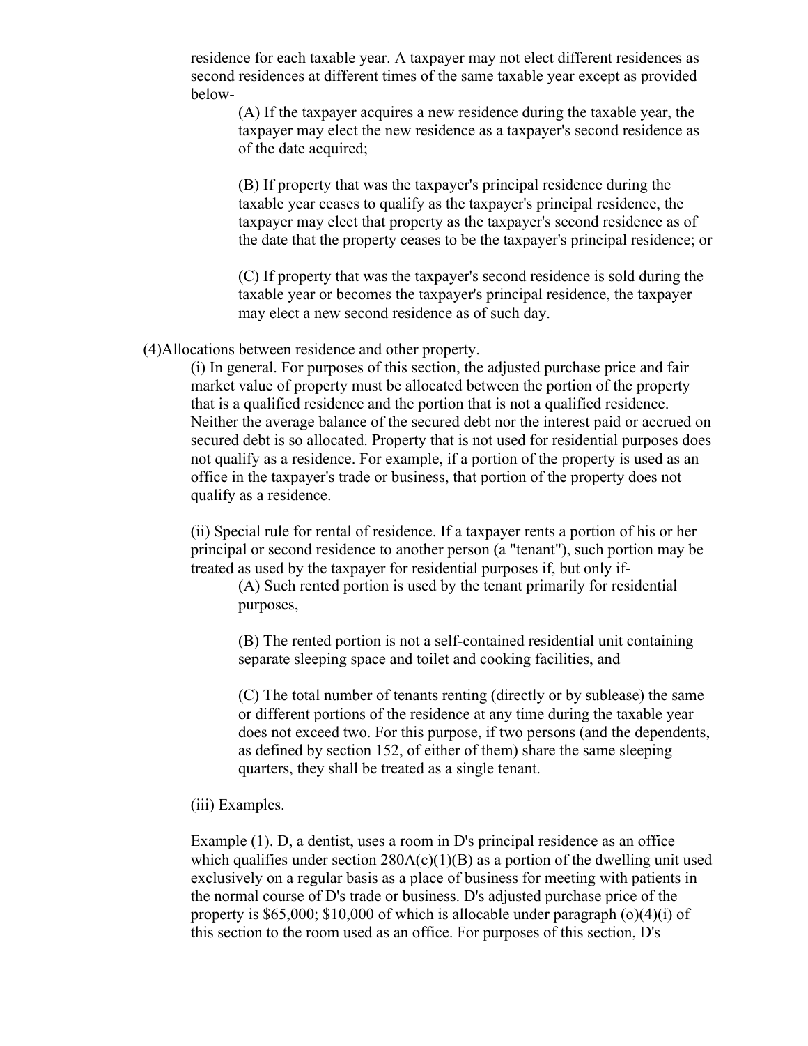residence for each taxable year. A taxpayer may not elect different residences as second residences at different times of the same taxable year except as provided below-

(A) If the taxpayer acquires a new residence during the taxable year, the taxpayer may elect the new residence as a taxpayer's second residence as of the date acquired;

(B) If property that was the taxpayer's principal residence during the taxable year ceases to qualify as the taxpayer's principal residence, the taxpayer may elect that property as the taxpayer's second residence as of the date that the property ceases to be the taxpayer's principal residence; or

(C) If property that was the taxpayer's second residence is sold during the taxable year or becomes the taxpayer's principal residence, the taxpayer may elect a new second residence as of such day.

(4)Allocations between residence and other property.

(i) In general. For purposes of this section, the adjusted purchase price and fair market value of property must be allocated between the portion of the property that is a qualified residence and the portion that is not a qualified residence. Neither the average balance of the secured debt nor the interest paid or accrued on secured debt is so allocated. Property that is not used for residential purposes does not qualify as a residence. For example, if a portion of the property is used as an office in the taxpayer's trade or business, that portion of the property does not qualify as a residence.

(ii) Special rule for rental of residence. If a taxpayer rents a portion of his or her principal or second residence to another person (a "tenant"), such portion may be treated as used by the taxpayer for residential purposes if, but only if-

(A) Such rented portion is used by the tenant primarily for residential purposes,

(B) The rented portion is not a self-contained residential unit containing separate sleeping space and toilet and cooking facilities, and

(C) The total number of tenants renting (directly or by sublease) the same or different portions of the residence at any time during the taxable year does not exceed two. For this purpose, if two persons (and the dependents, as defined by section 152, of either of them) share the same sleeping quarters, they shall be treated as a single tenant.

(iii) Examples.

Example (1). D, a dentist, uses a room in D's principal residence as an office which qualifies under section 280A(c)(1)(B) as a portion of the dwelling unit used exclusively on a regular basis as a place of business for meeting with patients in the normal course of D's trade or business. D's adjusted purchase price of the property is $65,000; $10,000 of which is allocable under paragraph (o)(4)(i) of this section to the room used as an office. For purposes of this section, D's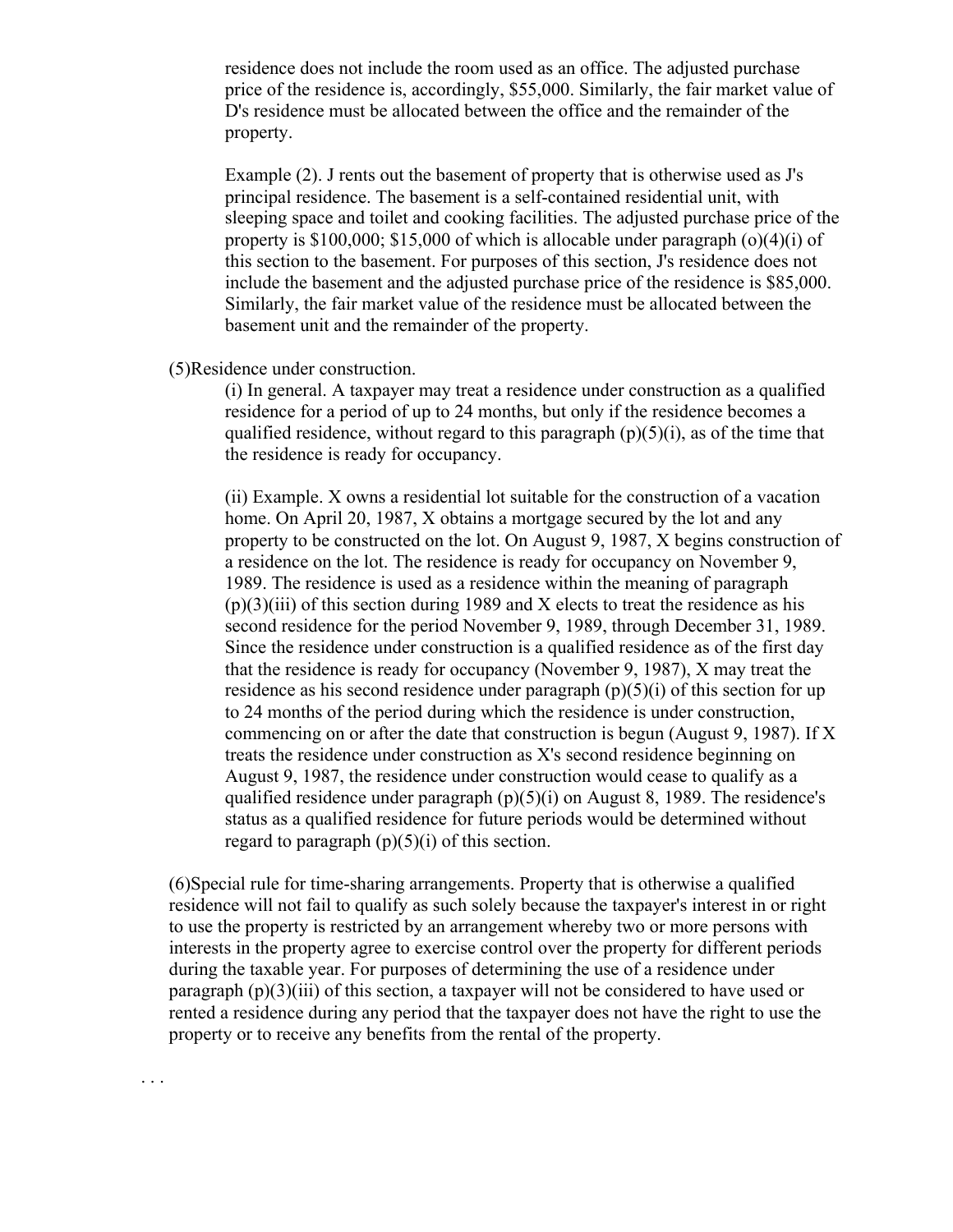residence does not include the room used as an office. The adjusted purchase price of the residence is, accordingly, $55,000. Similarly, the fair market value of D's residence must be allocated between the office and the remainder of the property.

Example (2). J rents out the basement of property that is otherwise used as J's principal residence. The basement is a self-contained residential unit, with sleeping space and toilet and cooking facilities. The adjusted purchase price of the property is $100,000; $15,000 of which is allocable under paragraph (o)(4)(i) of this section to the basement. For purposes of this section, J's residence does not include the basement and the adjusted purchase price of the residence is $85,000. Similarly, the fair market value of the residence must be allocated between the basement unit and the remainder of the property.

(5)Residence under construction.

(i) In general. A taxpayer may treat a residence under construction as a qualified residence for a period of up to 24 months, but only if the residence becomes a qualified residence, without regard to this paragraph (p)(5)(i), as of the time that the residence is ready for occupancy.

(ii) Example. X owns a residential lot suitable for the construction of a vacation home. On April 20, 1987, X obtains a mortgage secured by the lot and any property to be constructed on the lot. On August 9, 1987, X begins construction of a residence on the lot. The residence is ready for occupancy on November 9, 1989. The residence is used as a residence within the meaning of paragraph (p)(3)(iii) of this section during 1989 and X elects to treat the residence as his second residence for the period November 9, 1989, through December 31, 1989. Since the residence under construction is a qualified residence as of the first day that the residence is ready for occupancy (November 9, 1987), X may treat the residence as his second residence under paragraph (p)(5)(i) of this section for up to 24 months of the period during which the residence is under construction, commencing on or after the date that construction is begun (August 9, 1987). If X treats the residence under construction as X's second residence beginning on August 9, 1987, the residence under construction would cease to qualify as a qualified residence under paragraph (p)(5)(i) on August 8, 1989. The residence's status as a qualified residence for future periods would be determined without regard to paragraph (p)(5)(i) of this section.

(6)Special rule for time-sharing arrangements. Property that is otherwise a qualified residence will not fail to qualify as such solely because the taxpayer's interest in or right to use the property is restricted by an arrangement whereby two or more persons with interests in the property agree to exercise control over the property for different periods during the taxable year. For purposes of determining the use of a residence under paragraph (p)(3)(iii) of this section, a taxpayer will not be considered to have used or rented a residence during any period that the taxpayer does not have the right to use the property or to receive any benefits from the rental of the property.

. . .